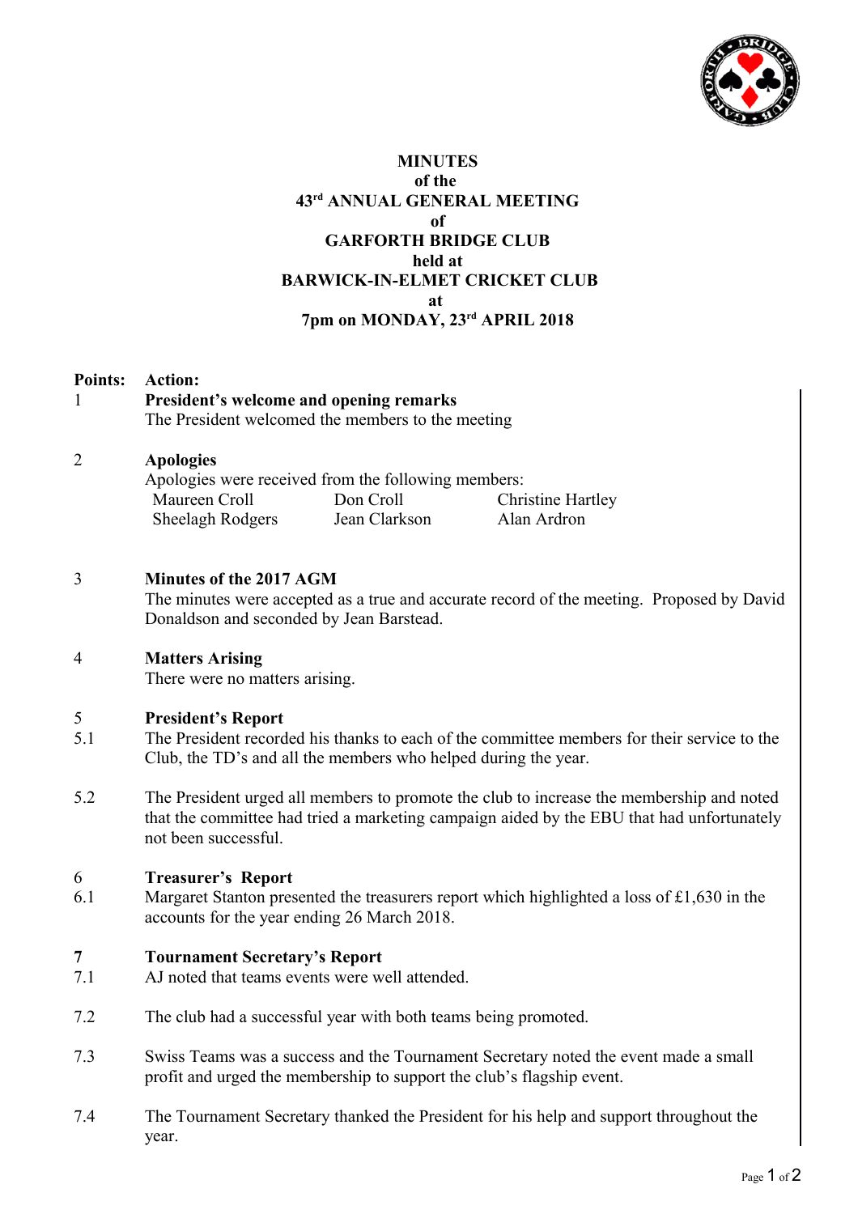**MINUTES**
**of the**
**43rd ANNUAL GENERAL MEETING**
**of**
**GARFORTH BRIDGE CLUB**
**held at**
**BARWICK-IN-ELMET CRICKET CLUB**
**at**
**7pm on MONDAY, 23rd APRIL 2018**

**Points:** **Action:**

**1 President's welcome and opening remarks**

The President welcomed the members to the meeting

**2 Apologies**

Apologies were received from the following members:

| | | |
|---|---|---|
| Maureen Croll | Don Croll | Christine Hartley |
| Sheelagh Rodgers | Jean Clarkson | Alan Ardron |

**3 Minutes of the 2017 AGM**

The minutes were accepted as a true and accurate record of the meeting. Proposed by David Donaldson and seconded by Jean Barstead.

**4 Matters Arising**

There were no matters arising.

**5 President's Report**

5.1 The President recorded his thanks to each of the committee members for their service to the Club, the TD's and all the members who helped during the year.

5.2 The President urged all members to promote the club to increase the membership and noted that the committee had tried a marketing campaign aided by the EBU that had unfortunately not been successful.

**6 Treasurer's Report**

6.1 Margaret Stanton presented the treasurers report which highlighted a loss of £1,630 in the accounts for the year ending 26 March 2018.

**7 Tournament Secretary's Report**

7.1 AJ noted that teams events were well attended.

7.2 The club had a successful year with both teams being promoted.

7.3 Swiss Teams was a success and the Tournament Secretary noted the event made a small profit and urged the membership to support the club's flagship event.

7.4 The Tournament Secretary thanked the President for his help and support throughout the year.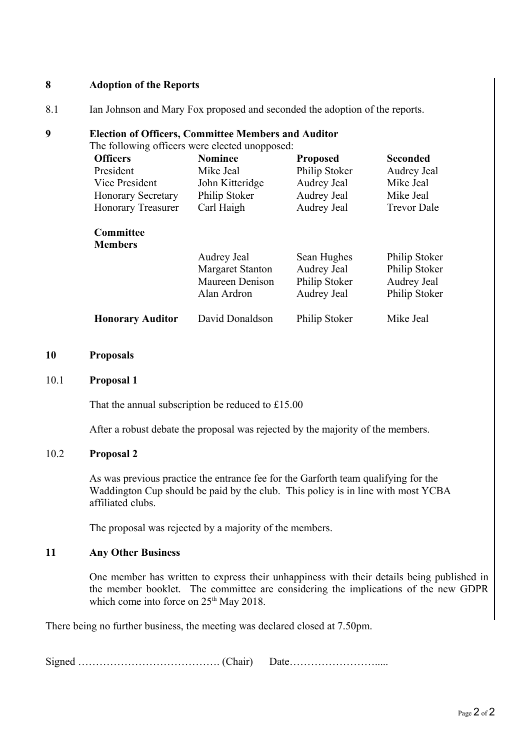## 8 Adoption of the Reports

8.1 Ian Johnson and Mary Fox proposed and seconded the adoption of the reports.

## 9 Election of Officers, Committee Members and Auditor

The following officers were elected unopposed:

| **Officers** | **Nominee** | **Proposed** | **Seconded** |
|---|---|---|---|
| President | Mike Jeal | Philip Stoker | Audrey Jeal |
| Vice President | John Kitteridge | Audrey Jeal | Mike Jeal |
| Honorary Secretary | Philip Stoker | Audrey Jeal | Mike Jeal |
| Honorary Treasurer | Carl Haigh | Audrey Jeal | Trevor Dale |
| **Committee Members** | | | |
| | Audrey Jeal | Sean Hughes | Philip Stoker |
| | Margaret Stanton | Audrey Jeal | Philip Stoker |
| | Maureen Denison | Philip Stoker | Audrey Jeal |
| | Alan Ardron | Audrey Jeal | Philip Stoker |
| **Honorary Auditor** | David Donaldson | Philip Stoker | Mike Jeal |

## 10 Proposals

### 10.1 Proposal 1

That the annual subscription be reduced to £15.00

After a robust debate the proposal was rejected by the majority of the members.

### 10.2 Proposal 2

As was previous practice the entrance fee for the Garforth team qualifying for the Waddington Cup should be paid by the club. This policy is in line with most YCBA affiliated clubs.

The proposal was rejected by a majority of the members.

## 11 Any Other Business

One member has written to express their unhappiness with their details being published in the member booklet. The committee are considering the implications of the new GDPR which come into force on 25th May 2018.

There being no further business, the meeting was declared closed at 7.50pm.

Signed …………………………………. (Chair) Date……………………......